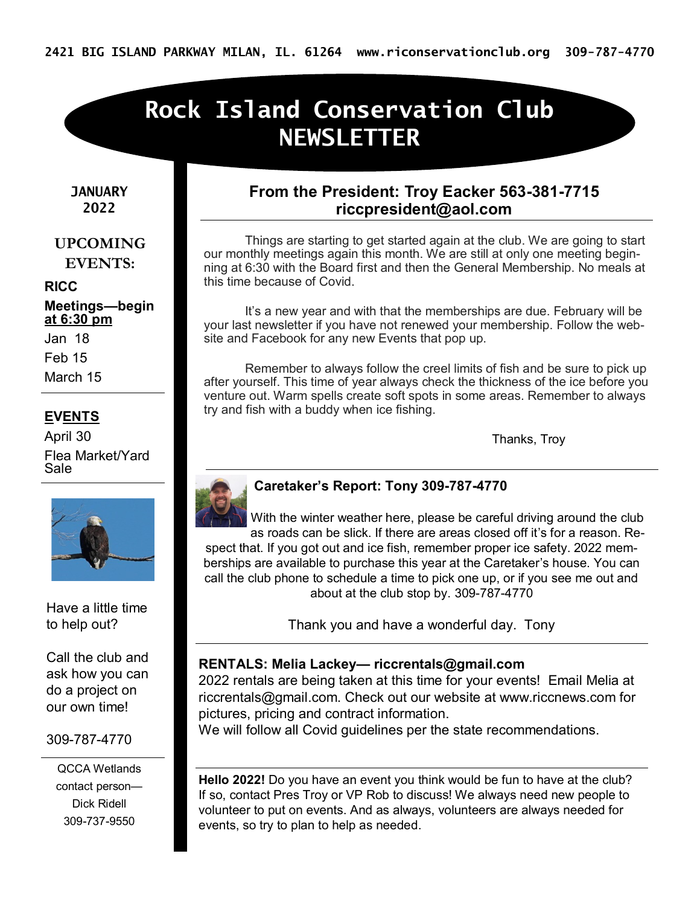2421 BIG ISLAND PARKWAY MILAN, IL. 61264 www.riconservationclub.org 309-787-4770

# Rock Island Conservation Club NEWSLETTER

**JANUARY 2022**

## UPCOMING EVENTS:

**RICC**

**Meetings—begin at 6:30 pm**

Jan 18

Feb 15

March 15

**EVENTS**

April 30

Flea Market/Yard Sale

Have a little time to help out?

Call the club and ask how you can do a project on our own time!

309-787-4770

QCCA Wetlands contact person—Dick Ridell 309-737-9550

## From the President: Troy Eacker 563-381-7715 riccpresident@aol.com

Things are starting to get started again at the club. We are going to start our monthly meetings again this month. We are still at only one meeting beginning at 6:30 with the Board first and then the General Membership. No meals at this time because of Covid.

It's a new year and with that the memberships are due. February will be your last newsletter if you have not renewed your membership. Follow the website and Facebook for any new Events that pop up.

Remember to always follow the creel limits of fish and be sure to pick up after yourself. This time of year always check the thickness of the ice before you venture out. Warm spells create soft spots in some areas. Remember to always try and fish with a buddy when ice fishing.

Thanks, Troy

## Caretaker's Report: Tony 309-787-4770

With the winter weather here, please be careful driving around the club as roads can be slick. If there are areas closed off it's for a reason. Respect that. If you got out and ice fish, remember proper ice safety. 2022 memberships are available to purchase this year at the Caretaker's house. You can call the club phone to schedule a time to pick one up, or if you see me out and about at the club stop by. 309-787-4770

Thank you and have a wonderful day. Tony

**RENTALS: Melia Lackey— riccrentals@gmail.com**

2022 rentals are being taken at this time for your events! Email Melia at riccrentals@gmail.com. Check out our website at www.riccnews.com for pictures, pricing and contract information.

We will follow all Covid guidelines per the state recommendations.

**Hello 2022!** Do you have an event you think would be fun to have at the club? If so, contact Pres Troy or VP Rob to discuss! We always need new people to volunteer to put on events. And as always, volunteers are always needed for events, so try to plan to help as needed.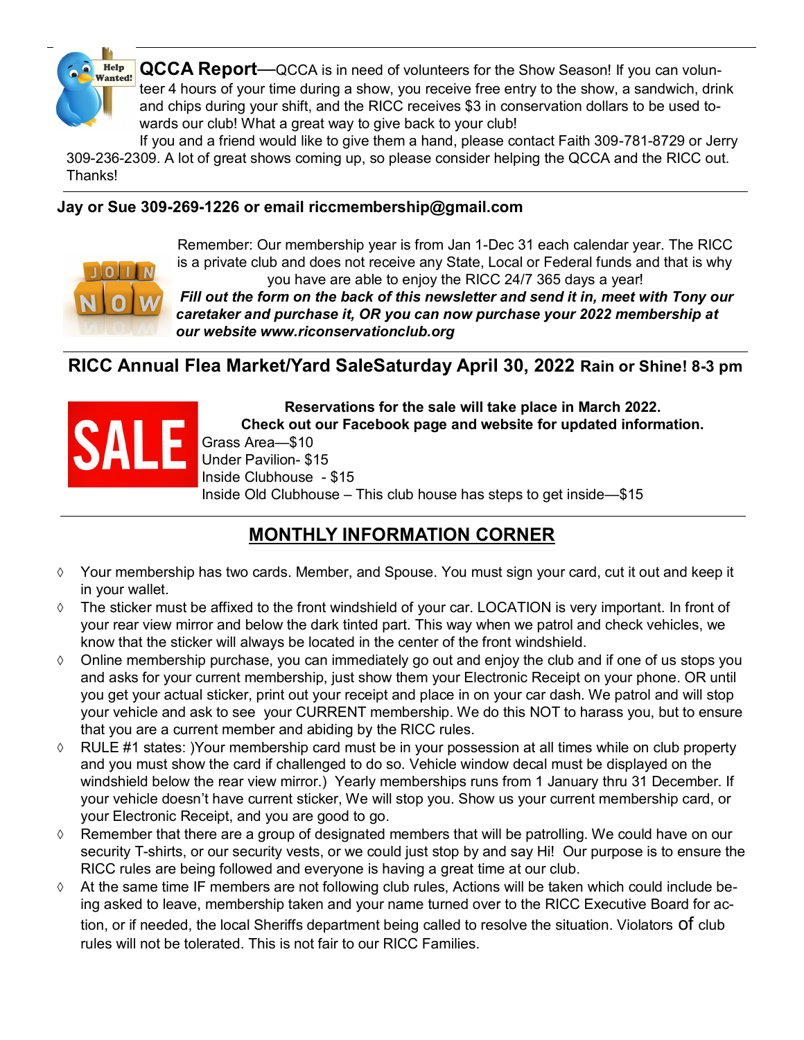**QCCA Report**—QCCA is in need of volunteers for the Show Season! If you can volunteer 4 hours of your time during a show, you receive free entry to the show, a sandwich, drink and chips during your shift, and the RICC receives $3 in conservation dollars to be used towards our club! What a great way to give back to your club!

If you and a friend would like to give them a hand, please contact Faith 309-781-8729 or Jerry 309-236-2309. A lot of great shows coming up, so please consider helping the QCCA and the RICC out. Thanks!

**Jay or Sue 309-269-1226 or email riccmembership@gmail.com**

Remember: Our membership year is from Jan 1-Dec 31 each calendar year. The RICC is a private club and does not receive any State, Local or Federal funds and that is why you have are able to enjoy the RICC 24/7 365 days a year!

***Fill out the form on the back of this newsletter and send it in, meet with Tony our caretaker and purchase it, OR you can now purchase your 2022 membership at our website www.riconservationclub.org***

## RICC Annual Flea Market/Yard SaleSaturday April 30, 2022 Rain or Shine! 8-3 pm

**Reservations for the sale will take place in March 2022.**
**Check out our Facebook page and website for updated information.**

Grass Area—$10
Under Pavilion- $15
Inside Clubhouse - $15
Inside Old Clubhouse – This club house has steps to get inside—$15

## MONTHLY INFORMATION CORNER

- Your membership has two cards. Member, and Spouse. You must sign your card, cut it out and keep it in your wallet.
- The sticker must be affixed to the front windshield of your car. LOCATION is very important. In front of your rear view mirror and below the dark tinted part. This way when we patrol and check vehicles, we know that the sticker will always be located in the center of the front windshield.
- Online membership purchase, you can immediately go out and enjoy the club and if one of us stops you and asks for your current membership, just show them your Electronic Receipt on your phone. OR until you get your actual sticker, print out your receipt and place in on your car dash. We patrol and will stop your vehicle and ask to see your CURRENT membership. We do this NOT to harass you, but to ensure that you are a current member and abiding by the RICC rules.
- RULE #1 states: )Your membership card must be in your possession at all times while on club property and you must show the card if challenged to do so. Vehicle window decal must be displayed on the windshield below the rear view mirror.) Yearly memberships runs from 1 January thru 31 December. If your vehicle doesn't have current sticker, We will stop you. Show us your current membership card, or your Electronic Receipt, and you are good to go.
- Remember that there are a group of designated members that will be patrolling. We could have on our security T-shirts, or our security vests, or we could just stop by and say Hi! Our purpose is to ensure the RICC rules are being followed and everyone is having a great time at our club.
- At the same time IF members are not following club rules, Actions will be taken which could include being asked to leave, membership taken and your name turned over to the RICC Executive Board for action, or if needed, the local Sheriffs department being called to resolve the situation. Violators of club rules will not be tolerated. This is not fair to our RICC Families.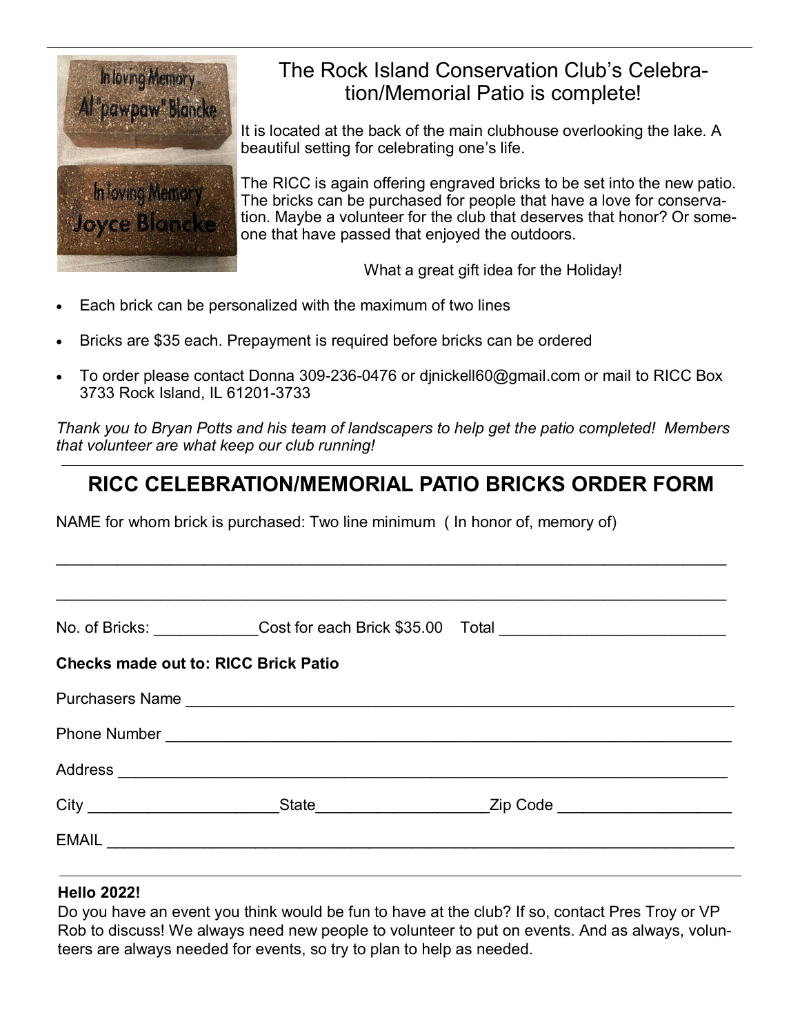## The Rock Island Conservation Club's Celebration/Memorial Patio is complete!

It is located at the back of the main clubhouse overlooking the lake. A beautiful setting for celebrating one's life.

The RICC is again offering engraved bricks to be set into the new patio. The bricks can be purchased for people that have a love for conservation. Maybe a volunteer for the club that deserves that honor? Or someone that have passed that enjoyed the outdoors.

What a great gift idea for the Holiday!

- Each brick can be personalized with the maximum of two lines
- Bricks are $35 each. Prepayment is required before bricks can be ordered
- To order please contact Donna 309-236-0476 or djnickell60@gmail.com or mail to RICC Box 3733 Rock Island, IL 61201-3733

*Thank you to Bryan Potts and his team of landscapers to help get the patio completed! Members that volunteer are what keep our club running!*

---

## RICC CELEBRATION/MEMORIAL PATIO BRICKS ORDER FORM

NAME for whom brick is purchased: Two line minimum ( In honor of, memory of)

_______________________________________________________________________________

_______________________________________________________________________________

No. of Bricks: ____________ Cost for each Brick $35.00 Total _________________________

**Checks made out to: RICC Brick Patio**

Purchasers Name _________________________________________________________________

Phone Number ___________________________________________________________________

Address _________________________________________________________________________

City ______________________ State ____________________ Zip Code ____________________

EMAIL __________________________________________________________________________

---

**Hello 2022!**

Do you have an event you think would be fun to have at the club? If so, contact Pres Troy or VP Rob to discuss! We always need new people to volunteer to put on events. And as always, volunteers are always needed for events, so try to plan to help as needed.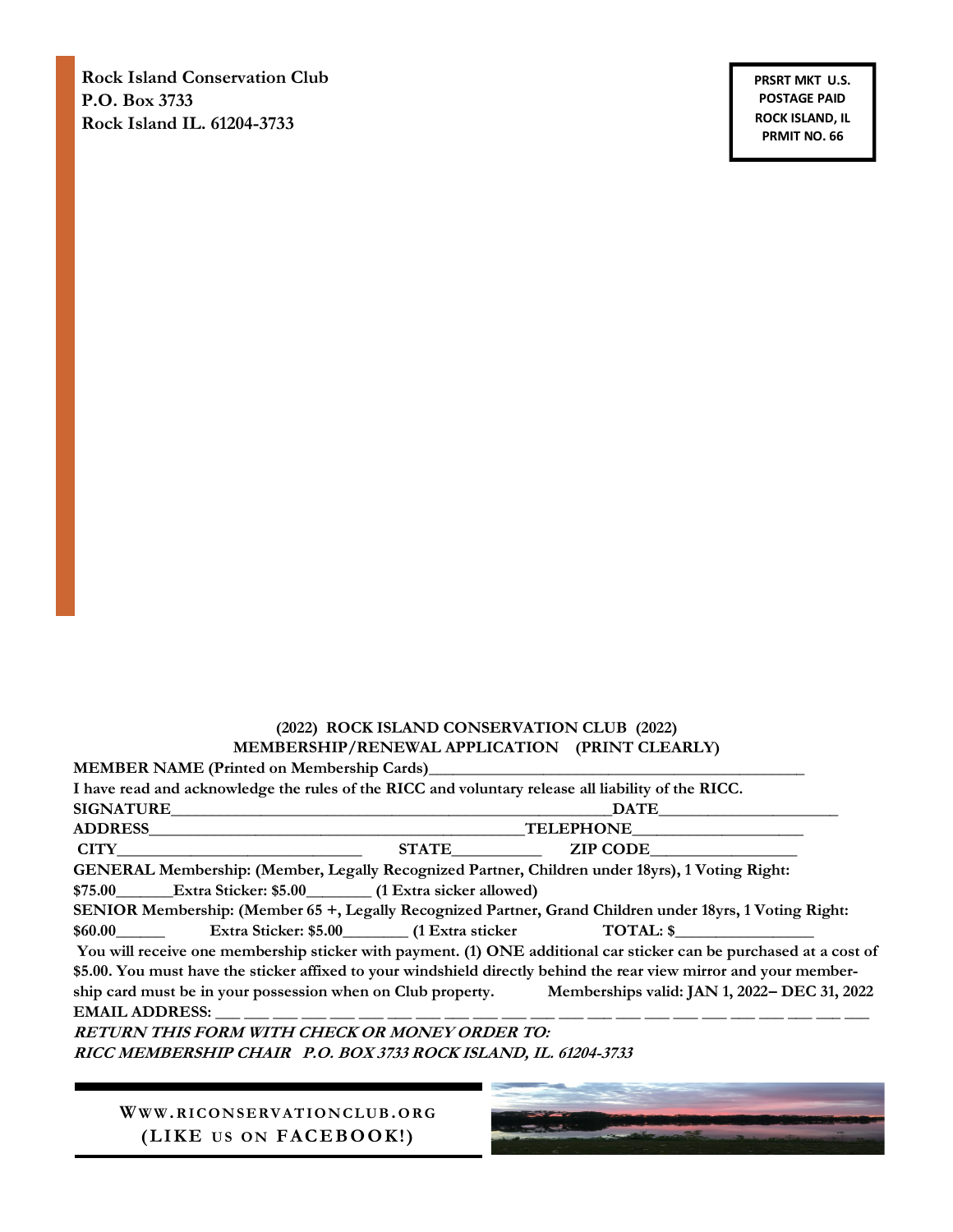**Rock Island Conservation Club**
**P.O. Box 3733**
**Rock Island IL. 61204-3733**

**PRSRT MKT U.S.**
**POSTAGE PAID**
**ROCK ISLAND, IL**
**PRMIT NO. 66**

**(2022) ROCK ISLAND CONSERVATION CLUB (2022)**
**MEMBERSHIP/RENEWAL APPLICATION (PRINT CLEARLY)**

**MEMBER NAME (Printed on Membership Cards)**_______________________________________________

**I have read and acknowledge the rules of the RICC and voluntary release all liability of the RICC.**

**SIGNATURE**_________________________________________________________**DATE**______________________

**ADDRESS**________________________________________________**TELEPHONE**_____________________

**CITY**______________________________ **STATE**___________ **ZIP CODE**__________________

**GENERAL Membership: (Member, Legally Recognized Partner, Children under 18yrs), 1 Voting Right:**
**$75.00**_______**Extra Sticker: $5.00**________ **(1 Extra sicker allowed)**

**SENIOR Membership: (Member 65 +, Legally Recognized Partner, Grand Children under 18yrs, 1 Voting Right:**
**$60.00**______ **Extra Sticker: $5.00**________ **(1 Extra sticker** **TOTAL: $**_________________

**You will receive one membership sticker with payment. (1) ONE additional car sticker can be purchased at a cost of $5.00. You must have the sticker affixed to your windshield directly behind the rear view mirror and your membership card must be in your possession when on Club property.** **Memberships valid: JAN 1, 2022– DEC 31, 2022**

**EMAIL ADDRESS:** ___ ___ ___ ___ ___ ___ ___ ___ ___ ___ ___ ___ ___ ___ ___ ___ ___ ___ ___ ___ ___ ___ ___ ___ ___

***RETURN THIS FORM WITH CHECK OR MONEY ORDER TO:***
***RICC MEMBERSHIP CHAIR P.O. BOX 3733 ROCK ISLAND, IL. 61204-3733***

**WWW.RICONSERVATIONCLUB.ORG**
**(LIKE US ON FACEBOOK!)**